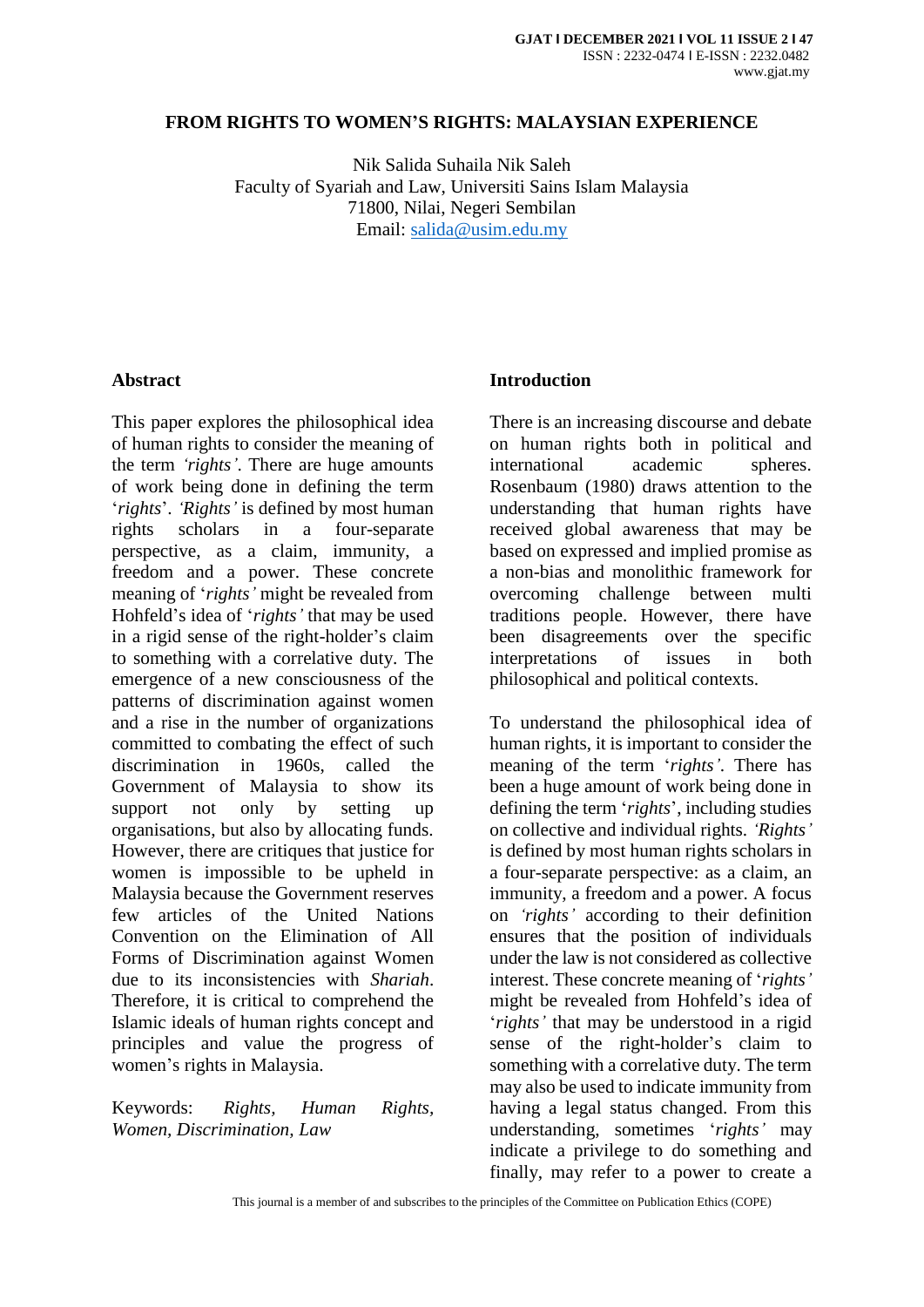# FROM RIGHTS TO WOMEN'S RIGHTS: MALAYSIAN EXPERIENCE

Nik Salida Suhaila Nik Saleh
Faculty of Syariah and Law, Universiti Sains Islam Malaysia
71800, Nilai, Negeri Sembilan
Email: salida@usim.edu.my

## Abstract

This paper explores the philosophical idea of human rights to consider the meaning of the term *'rights'*. There are huge amounts of work being done in defining the term '*rights*'. *'Rights'* is defined by most human rights scholars in a four-separate perspective, as a claim, immunity, a freedom and a power. These concrete meaning of '*rights'* might be revealed from Hohfeld's idea of '*rights'* that may be used in a rigid sense of the right-holder's claim to something with a correlative duty. The emergence of a new consciousness of the patterns of discrimination against women and a rise in the number of organizations committed to combating the effect of such discrimination in 1960s, called the Government of Malaysia to show its support not only by setting up organisations, but also by allocating funds. However, there are critiques that justice for women is impossible to be upheld in Malaysia because the Government reserves few articles of the United Nations Convention on the Elimination of All Forms of Discrimination against Women due to its inconsistencies with *Shariah*. Therefore, it is critical to comprehend the Islamic ideals of human rights concept and principles and value the progress of women's rights in Malaysia.

Keywords: *Rights, Human Rights, Women, Discrimination, Law*

## Introduction

There is an increasing discourse and debate on human rights both in political and international academic spheres. Rosenbaum (1980) draws attention to the understanding that human rights have received global awareness that may be based on expressed and implied promise as a non-bias and monolithic framework for overcoming challenge between multi traditions people. However, there have been disagreements over the specific interpretations of issues in both philosophical and political contexts.

To understand the philosophical idea of human rights, it is important to consider the meaning of the term '*rights'*. There has been a huge amount of work being done in defining the term '*rights*', including studies on collective and individual rights. *'Rights'* is defined by most human rights scholars in a four-separate perspective: as a claim, an immunity, a freedom and a power. A focus on *'rights'* according to their definition ensures that the position of individuals under the law is not considered as collective interest. These concrete meaning of '*rights'* might be revealed from Hohfeld's idea of '*rights'* that may be understood in a rigid sense of the right-holder's claim to something with a correlative duty. The term may also be used to indicate immunity from having a legal status changed. From this understanding, sometimes '*rights'* may indicate a privilege to do something and finally, may refer to a power to create a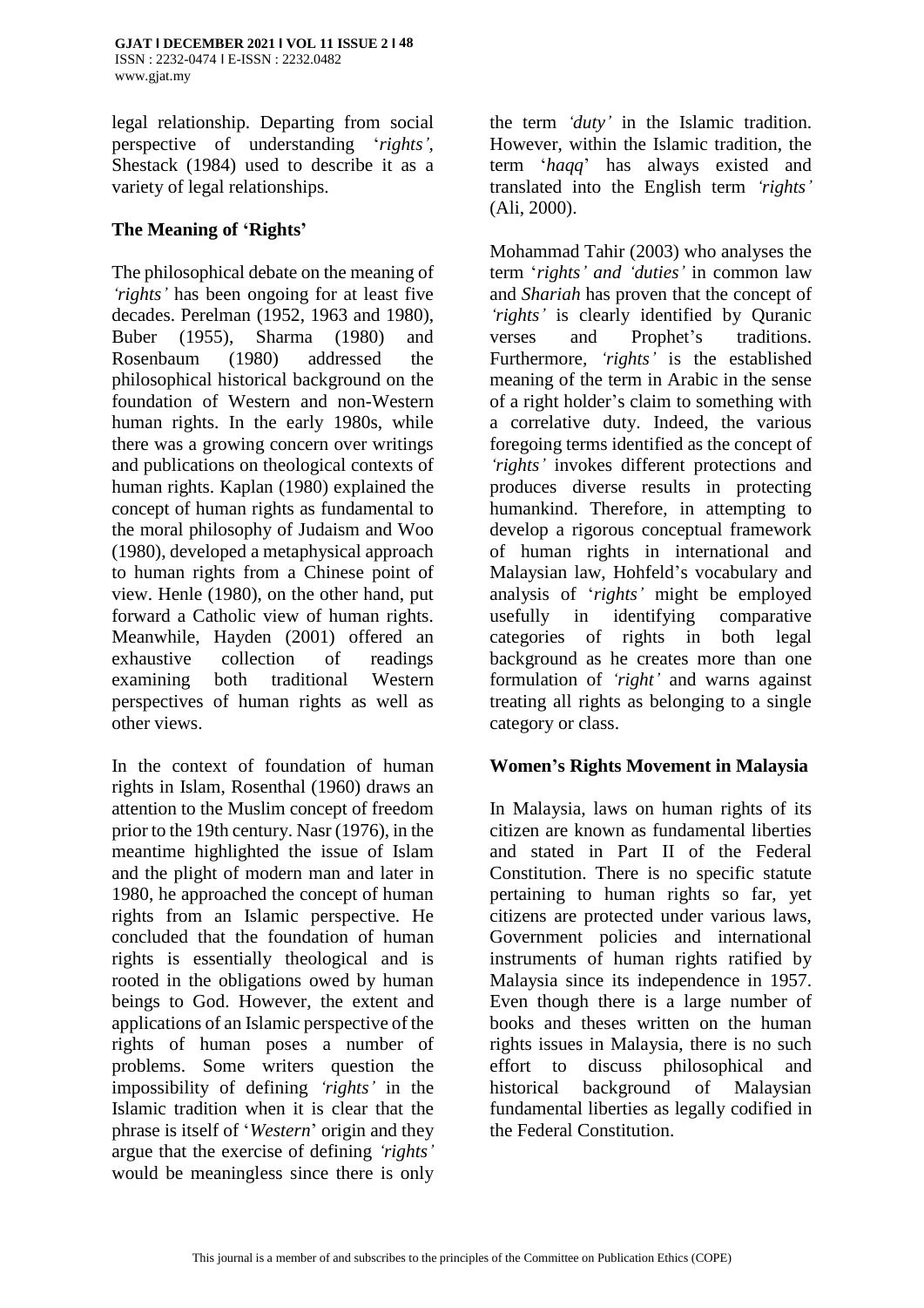legal relationship. Departing from social perspective of understanding '*rights'*, Shestack (1984) used to describe it as a variety of legal relationships.

## The Meaning of 'Rights'

The philosophical debate on the meaning of *'rights'* has been ongoing for at least five decades. Perelman (1952, 1963 and 1980), Buber (1955), Sharma (1980) and Rosenbaum (1980) addressed the philosophical historical background on the foundation of Western and non-Western human rights. In the early 1980s, while there was a growing concern over writings and publications on theological contexts of human rights. Kaplan (1980) explained the concept of human rights as fundamental to the moral philosophy of Judaism and Woo (1980), developed a metaphysical approach to human rights from a Chinese point of view. Henle (1980), on the other hand, put forward a Catholic view of human rights. Meanwhile, Hayden (2001) offered an exhaustive collection of readings examining both traditional Western perspectives of human rights as well as other views.

In the context of foundation of human rights in Islam, Rosenthal (1960) draws an attention to the Muslim concept of freedom prior to the 19th century. Nasr (1976), in the meantime highlighted the issue of Islam and the plight of modern man and later in 1980, he approached the concept of human rights from an Islamic perspective. He concluded that the foundation of human rights is essentially theological and is rooted in the obligations owed by human beings to God. However, the extent and applications of an Islamic perspective of the rights of human poses a number of problems. Some writers question the impossibility of defining *'rights'* in the Islamic tradition when it is clear that the phrase is itself of '*Western*' origin and they argue that the exercise of defining *'rights'* would be meaningless since there is only the term *'duty'* in the Islamic tradition. However, within the Islamic tradition, the term '*haqq*' has always existed and translated into the English term *'rights'* (Ali, 2000).

Mohammad Tahir (2003) who analyses the term '*rights' and 'duties'* in common law and *Shariah* has proven that the concept of *'rights'* is clearly identified by Quranic verses and Prophet's traditions. Furthermore, *'rights'* is the established meaning of the term in Arabic in the sense of a right holder's claim to something with a correlative duty. Indeed, the various foregoing terms identified as the concept of *'rights'* invokes different protections and produces diverse results in protecting humankind. Therefore, in attempting to develop a rigorous conceptual framework of human rights in international and Malaysian law, Hohfeld's vocabulary and analysis of '*rights'* might be employed usefully in identifying comparative categories of rights in both legal background as he creates more than one formulation of *'right'* and warns against treating all rights as belonging to a single category or class.

## Women's Rights Movement in Malaysia

In Malaysia, laws on human rights of its citizen are known as fundamental liberties and stated in Part II of the Federal Constitution. There is no specific statute pertaining to human rights so far, yet citizens are protected under various laws, Government policies and international instruments of human rights ratified by Malaysia since its independence in 1957. Even though there is a large number of books and theses written on the human rights issues in Malaysia, there is no such effort to discuss philosophical and historical background of Malaysian fundamental liberties as legally codified in the Federal Constitution.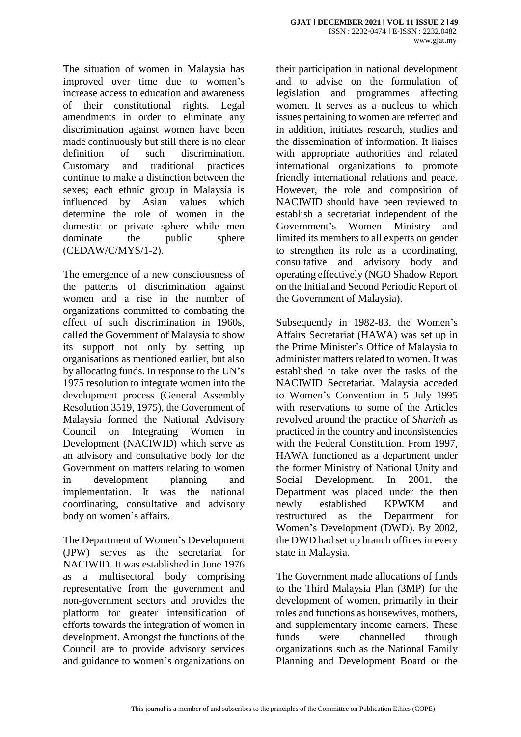The situation of women in Malaysia has improved over time due to women's increase access to education and awareness of their constitutional rights. Legal amendments in order to eliminate any discrimination against women have been made continuously but still there is no clear definition of such discrimination. Customary and traditional practices continue to make a distinction between the sexes; each ethnic group in Malaysia is influenced by Asian values which determine the role of women in the domestic or private sphere while men dominate the public sphere (CEDAW/C/MYS/1-2).

The emergence of a new consciousness of the patterns of discrimination against women and a rise in the number of organizations committed to combating the effect of such discrimination in 1960s, called the Government of Malaysia to show its support not only by setting up organisations as mentioned earlier, but also by allocating funds. In response to the UN's 1975 resolution to integrate women into the development process (General Assembly Resolution 3519, 1975), the Government of Malaysia formed the National Advisory Council on Integrating Women in Development (NACIWID) which serve as an advisory and consultative body for the Government on matters relating to women in development planning and implementation. It was the national coordinating, consultative and advisory body on women's affairs.

The Department of Women's Development (JPW) serves as the secretariat for NACIWID. It was established in June 1976 as a multisectoral body comprising representative from the government and non-government sectors and provides the platform for greater intensification of efforts towards the integration of women in development. Amongst the functions of the Council are to provide advisory services and guidance to women's organizations on their participation in national development and to advise on the formulation of legislation and programmes affecting women. It serves as a nucleus to which issues pertaining to women are referred and in addition, initiates research, studies and the dissemination of information. It liaises with appropriate authorities and related international organizations to promote friendly international relations and peace. However, the role and composition of NACIWID should have been reviewed to establish a secretariat independent of the Government's Women Ministry and limited its members to all experts on gender to strengthen its role as a coordinating, consultative and advisory body and operating effectively (NGO Shadow Report on the Initial and Second Periodic Report of the Government of Malaysia).

Subsequently in 1982-83, the Women's Affairs Secretariat (HAWA) was set up in the Prime Minister's Office of Malaysia to administer matters related to women. It was established to take over the tasks of the NACIWID Secretariat. Malaysia acceded to Women's Convention in 5 July 1995 with reservations to some of the Articles revolved around the practice of *Shariah* as practiced in the country and inconsistencies with the Federal Constitution. From 1997, HAWA functioned as a department under the former Ministry of National Unity and Social Development. In 2001, the Department was placed under the then newly established KPWKM and restructured as the Department for Women's Development (DWD). By 2002, the DWD had set up branch offices in every state in Malaysia.

The Government made allocations of funds to the Third Malaysia Plan (3MP) for the development of women, primarily in their roles and functions as housewives, mothers, and supplementary income earners. These funds were channelled through organizations such as the National Family Planning and Development Board or the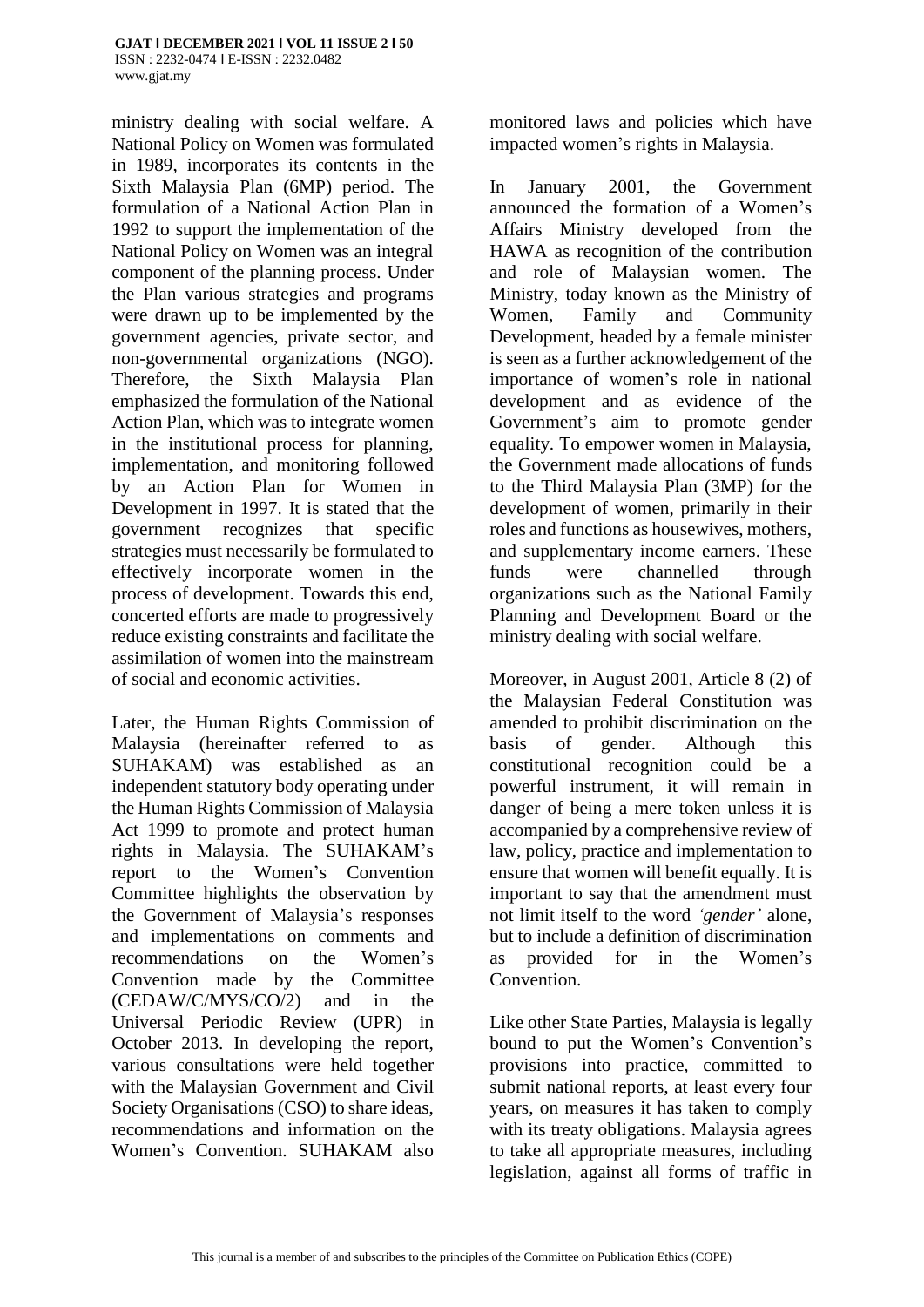ministry dealing with social welfare. A National Policy on Women was formulated in 1989, incorporates its contents in the Sixth Malaysia Plan (6MP) period. The formulation of a National Action Plan in 1992 to support the implementation of the National Policy on Women was an integral component of the planning process. Under the Plan various strategies and programs were drawn up to be implemented by the government agencies, private sector, and non-governmental organizations (NGO). Therefore, the Sixth Malaysia Plan emphasized the formulation of the National Action Plan, which was to integrate women in the institutional process for planning, implementation, and monitoring followed by an Action Plan for Women in Development in 1997. It is stated that the government recognizes that specific strategies must necessarily be formulated to effectively incorporate women in the process of development. Towards this end, concerted efforts are made to progressively reduce existing constraints and facilitate the assimilation of women into the mainstream of social and economic activities.

Later, the Human Rights Commission of Malaysia (hereinafter referred to as SUHAKAM) was established as an independent statutory body operating under the Human Rights Commission of Malaysia Act 1999 to promote and protect human rights in Malaysia. The SUHAKAM's report to the Women's Convention Committee highlights the observation by the Government of Malaysia's responses and implementations on comments and recommendations on the Women's Convention made by the Committee (CEDAW/C/MYS/CO/2) and in the Universal Periodic Review (UPR) in October 2013. In developing the report, various consultations were held together with the Malaysian Government and Civil Society Organisations (CSO) to share ideas, recommendations and information on the Women's Convention. SUHAKAM also monitored laws and policies which have impacted women's rights in Malaysia.

In January 2001, the Government announced the formation of a Women's Affairs Ministry developed from the HAWA as recognition of the contribution and role of Malaysian women. The Ministry, today known as the Ministry of Women, Family and Community Development, headed by a female minister is seen as a further acknowledgement of the importance of women's role in national development and as evidence of the Government's aim to promote gender equality. To empower women in Malaysia, the Government made allocations of funds to the Third Malaysia Plan (3MP) for the development of women, primarily in their roles and functions as housewives, mothers, and supplementary income earners. These funds were channelled through organizations such as the National Family Planning and Development Board or the ministry dealing with social welfare.

Moreover, in August 2001, Article 8 (2) of the Malaysian Federal Constitution was amended to prohibit discrimination on the basis of gender. Although this constitutional recognition could be a powerful instrument, it will remain in danger of being a mere token unless it is accompanied by a comprehensive review of law, policy, practice and implementation to ensure that women will benefit equally. It is important to say that the amendment must not limit itself to the word *'gender'* alone, but to include a definition of discrimination as provided for in the Women's Convention.

Like other State Parties, Malaysia is legally bound to put the Women's Convention's provisions into practice, committed to submit national reports, at least every four years, on measures it has taken to comply with its treaty obligations. Malaysia agrees to take all appropriate measures, including legislation, against all forms of traffic in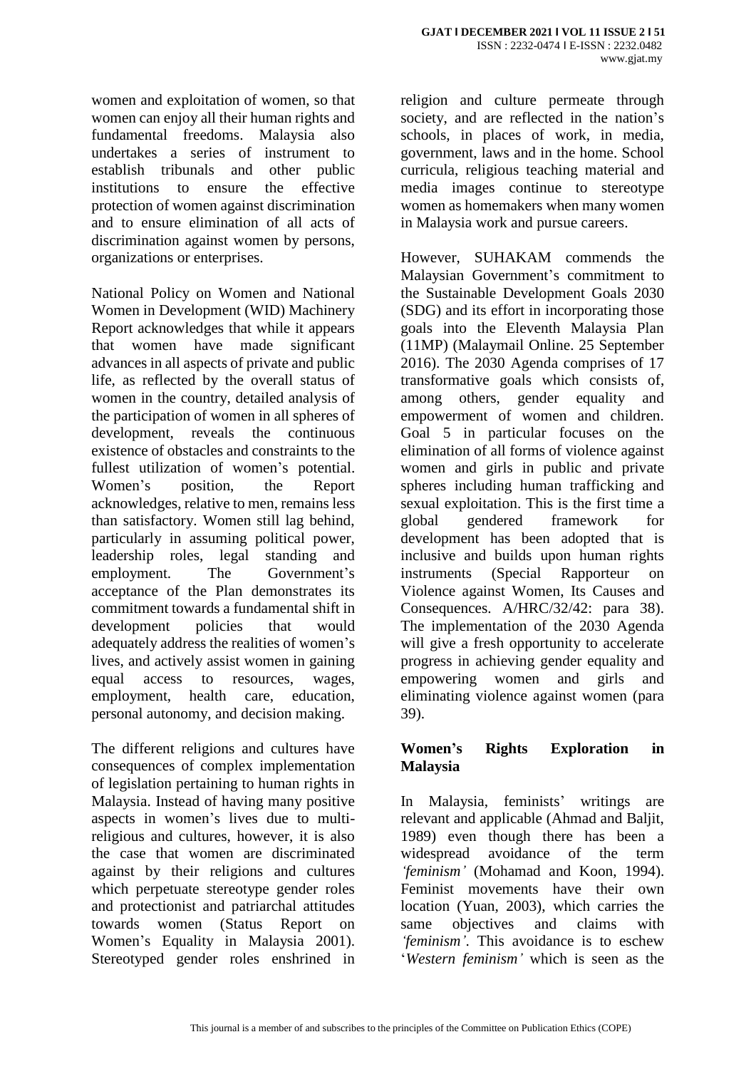women and exploitation of women, so that women can enjoy all their human rights and fundamental freedoms. Malaysia also undertakes a series of instrument to establish tribunals and other public institutions to ensure the effective protection of women against discrimination and to ensure elimination of all acts of discrimination against women by persons, organizations or enterprises.

National Policy on Women and National Women in Development (WID) Machinery Report acknowledges that while it appears that women have made significant advances in all aspects of private and public life, as reflected by the overall status of women in the country, detailed analysis of the participation of women in all spheres of development, reveals the continuous existence of obstacles and constraints to the fullest utilization of women's potential. Women's position, the Report acknowledges, relative to men, remains less than satisfactory. Women still lag behind, particularly in assuming political power, leadership roles, legal standing and employment. The Government's acceptance of the Plan demonstrates its commitment towards a fundamental shift in development policies that would adequately address the realities of women's lives, and actively assist women in gaining equal access to resources, wages, employment, health care, education, personal autonomy, and decision making.

The different religions and cultures have consequences of complex implementation of legislation pertaining to human rights in Malaysia. Instead of having many positive aspects in women's lives due to multi-religious and cultures, however, it is also the case that women are discriminated against by their religions and cultures which perpetuate stereotype gender roles and protectionist and patriarchal attitudes towards women (Status Report on Women's Equality in Malaysia 2001). Stereotyped gender roles enshrined in religion and culture permeate through society, and are reflected in the nation's schools, in places of work, in media, government, laws and in the home. School curricula, religious teaching material and media images continue to stereotype women as homemakers when many women in Malaysia work and pursue careers.

However, SUHAKAM commends the Malaysian Government's commitment to the Sustainable Development Goals 2030 (SDG) and its effort in incorporating those goals into the Eleventh Malaysia Plan (11MP) (Malaymail Online. 25 September 2016). The 2030 Agenda comprises of 17 transformative goals which consists of, among others, gender equality and empowerment of women and children. Goal 5 in particular focuses on the elimination of all forms of violence against women and girls in public and private spheres including human trafficking and sexual exploitation. This is the first time a global gendered framework for development has been adopted that is inclusive and builds upon human rights instruments (Special Rapporteur on Violence against Women, Its Causes and Consequences. A/HRC/32/42: para 38). The implementation of the 2030 Agenda will give a fresh opportunity to accelerate progress in achieving gender equality and empowering women and girls and eliminating violence against women (para 39).

## Women's Rights Exploration in Malaysia

In Malaysia, feminists' writings are relevant and applicable (Ahmad and Baljit, 1989) even though there has been a widespread avoidance of the term *'feminism'* (Mohamad and Koon, 1994). Feminist movements have their own location (Yuan, 2003), which carries the same objectives and claims with *'feminism'*. This avoidance is to eschew '*Western feminism'* which is seen as the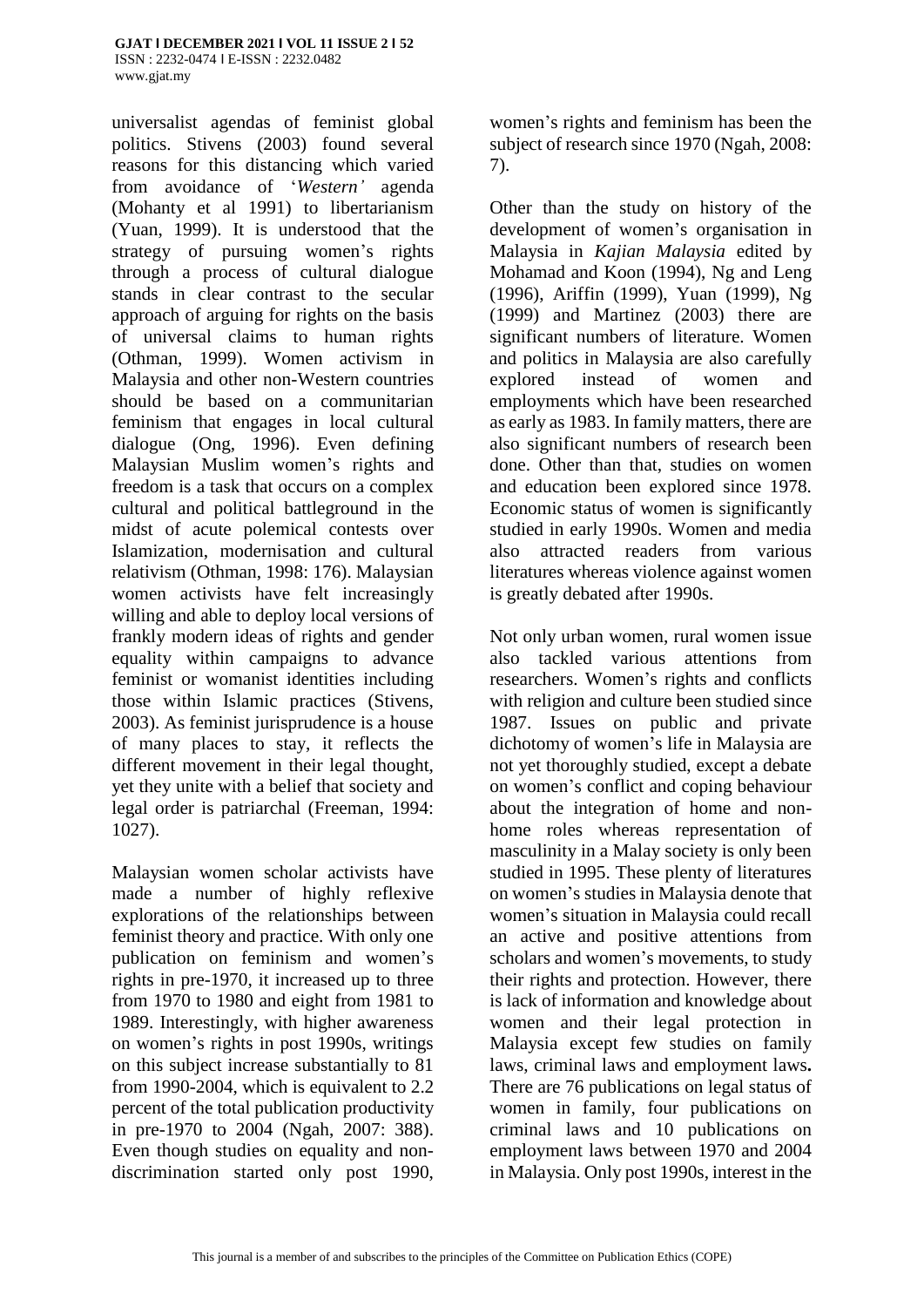universalist agendas of feminist global politics. Stivens (2003) found several reasons for this distancing which varied from avoidance of '*Western'* agenda (Mohanty et al 1991) to libertarianism (Yuan, 1999). It is understood that the strategy of pursuing women's rights through a process of cultural dialogue stands in clear contrast to the secular approach of arguing for rights on the basis of universal claims to human rights (Othman, 1999). Women activism in Malaysia and other non-Western countries should be based on a communitarian feminism that engages in local cultural dialogue (Ong, 1996). Even defining Malaysian Muslim women's rights and freedom is a task that occurs on a complex cultural and political battleground in the midst of acute polemical contests over Islamization, modernisation and cultural relativism (Othman, 1998: 176). Malaysian women activists have felt increasingly willing and able to deploy local versions of frankly modern ideas of rights and gender equality within campaigns to advance feminist or womanist identities including those within Islamic practices (Stivens, 2003). As feminist jurisprudence is a house of many places to stay, it reflects the different movement in their legal thought, yet they unite with a belief that society and legal order is patriarchal (Freeman, 1994: 1027).

Malaysian women scholar activists have made a number of highly reflexive explorations of the relationships between feminist theory and practice. With only one publication on feminism and women's rights in pre-1970, it increased up to three from 1970 to 1980 and eight from 1981 to 1989. Interestingly, with higher awareness on women's rights in post 1990s, writings on this subject increase substantially to 81 from 1990-2004, which is equivalent to 2.2 percent of the total publication productivity in pre-1970 to 2004 (Ngah, 2007: 388). Even though studies on equality and non-discrimination started only post 1990, women's rights and feminism has been the subject of research since 1970 (Ngah, 2008: 7).

Other than the study on history of the development of women's organisation in Malaysia in *Kajian Malaysia* edited by Mohamad and Koon (1994), Ng and Leng (1996), Ariffin (1999), Yuan (1999), Ng (1999) and Martinez (2003) there are significant numbers of literature. Women and politics in Malaysia are also carefully explored instead of women and employments which have been researched as early as 1983. In family matters, there are also significant numbers of research been done. Other than that, studies on women and education been explored since 1978. Economic status of women is significantly studied in early 1990s. Women and media also attracted readers from various literatures whereas violence against women is greatly debated after 1990s.

Not only urban women, rural women issue also tackled various attentions from researchers. Women's rights and conflicts with religion and culture been studied since 1987. Issues on public and private dichotomy of women's life in Malaysia are not yet thoroughly studied, except a debate on women's conflict and coping behaviour about the integration of home and non-home roles whereas representation of masculinity in a Malay society is only been studied in 1995. These plenty of literatures on women's studies in Malaysia denote that women's situation in Malaysia could recall an active and positive attentions from scholars and women's movements, to study their rights and protection. However, there is lack of information and knowledge about women and their legal protection in Malaysia except few studies on family laws, criminal laws and employment laws**.** There are 76 publications on legal status of women in family, four publications on criminal laws and 10 publications on employment laws between 1970 and 2004 in Malaysia. Only post 1990s, interest in the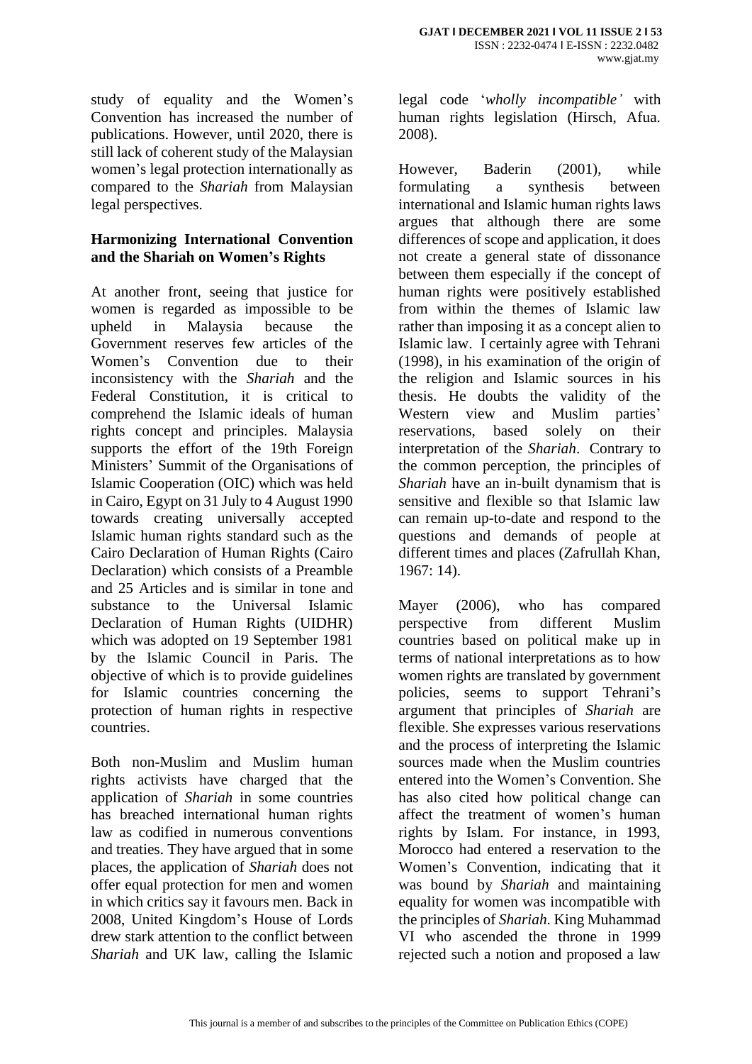study of equality and the Women's Convention has increased the number of publications. However, until 2020, there is still lack of coherent study of the Malaysian women's legal protection internationally as compared to the *Shariah* from Malaysian legal perspectives.

## Harmonizing International Convention and the Shariah on Women's Rights

At another front, seeing that justice for women is regarded as impossible to be upheld in Malaysia because the Government reserves few articles of the Women's Convention due to their inconsistency with the *Shariah* and the Federal Constitution, it is critical to comprehend the Islamic ideals of human rights concept and principles. Malaysia supports the effort of the 19th Foreign Ministers' Summit of the Organisations of Islamic Cooperation (OIC) which was held in Cairo, Egypt on 31 July to 4 August 1990 towards creating universally accepted Islamic human rights standard such as the Cairo Declaration of Human Rights (Cairo Declaration) which consists of a Preamble and 25 Articles and is similar in tone and substance to the Universal Islamic Declaration of Human Rights (UIDHR) which was adopted on 19 September 1981 by the Islamic Council in Paris. The objective of which is to provide guidelines for Islamic countries concerning the protection of human rights in respective countries.

Both non-Muslim and Muslim human rights activists have charged that the application of *Shariah* in some countries has breached international human rights law as codified in numerous conventions and treaties. They have argued that in some places, the application of *Shariah* does not offer equal protection for men and women in which critics say it favours men. Back in 2008, United Kingdom's House of Lords drew stark attention to the conflict between *Shariah* and UK law, calling the Islamic legal code '*wholly incompatible'* with human rights legislation (Hirsch, Afua. 2008).

However, Baderin (2001), while formulating a synthesis between international and Islamic human rights laws argues that although there are some differences of scope and application, it does not create a general state of dissonance between them especially if the concept of human rights were positively established from within the themes of Islamic law rather than imposing it as a concept alien to Islamic law. I certainly agree with Tehrani (1998), in his examination of the origin of the religion and Islamic sources in his thesis. He doubts the validity of the Western view and Muslim parties' reservations, based solely on their interpretation of the *Shariah*. Contrary to the common perception, the principles of *Shariah* have an in-built dynamism that is sensitive and flexible so that Islamic law can remain up-to-date and respond to the questions and demands of people at different times and places (Zafrullah Khan, 1967: 14).

Mayer (2006), who has compared perspective from different Muslim countries based on political make up in terms of national interpretations as to how women rights are translated by government policies, seems to support Tehrani's argument that principles of *Shariah* are flexible. She expresses various reservations and the process of interpreting the Islamic sources made when the Muslim countries entered into the Women's Convention. She has also cited how political change can affect the treatment of women's human rights by Islam. For instance, in 1993, Morocco had entered a reservation to the Women's Convention, indicating that it was bound by *Shariah* and maintaining equality for women was incompatible with the principles of *Shariah*. King Muhammad VI who ascended the throne in 1999 rejected such a notion and proposed a law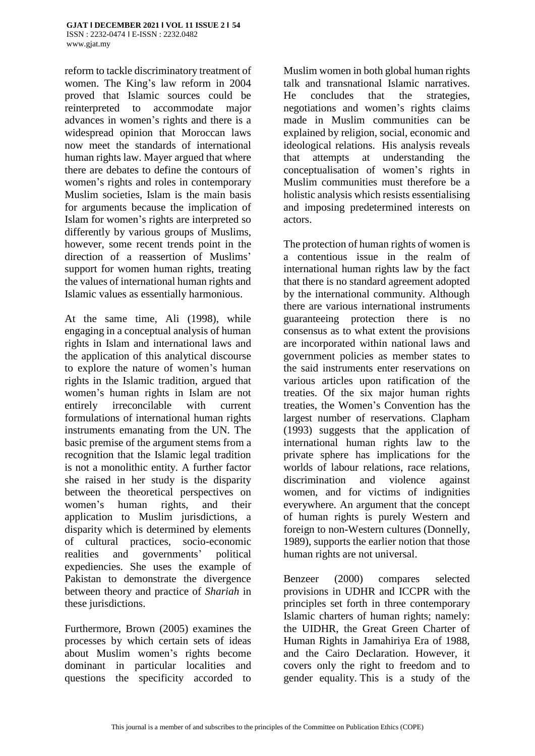reform to tackle discriminatory treatment of women. The King's law reform in 2004 proved that Islamic sources could be reinterpreted to accommodate major advances in women's rights and there is a widespread opinion that Moroccan laws now meet the standards of international human rights law. Mayer argued that where there are debates to define the contours of women's rights and roles in contemporary Muslim societies, Islam is the main basis for arguments because the implication of Islam for women's rights are interpreted so differently by various groups of Muslims, however, some recent trends point in the direction of a reassertion of Muslims' support for women human rights, treating the values of international human rights and Islamic values as essentially harmonious.

At the same time, Ali (1998), while engaging in a conceptual analysis of human rights in Islam and international laws and the application of this analytical discourse to explore the nature of women's human rights in the Islamic tradition, argued that women's human rights in Islam are not entirely irreconcilable with current formulations of international human rights instruments emanating from the UN. The basic premise of the argument stems from a recognition that the Islamic legal tradition is not a monolithic entity. A further factor she raised in her study is the disparity between the theoretical perspectives on women's human rights, and their application to Muslim jurisdictions, a disparity which is determined by elements of cultural practices, socio-economic realities and governments' political expediencies. She uses the example of Pakistan to demonstrate the divergence between theory and practice of *Shariah* in these jurisdictions.

Furthermore, Brown (2005) examines the processes by which certain sets of ideas about Muslim women's rights become dominant in particular localities and questions the specificity accorded to Muslim women in both global human rights talk and transnational Islamic narratives. He concludes that the strategies, negotiations and women's rights claims made in Muslim communities can be explained by religion, social, economic and ideological relations. His analysis reveals that attempts at understanding the conceptualisation of women's rights in Muslim communities must therefore be a holistic analysis which resists essentialising and imposing predetermined interests on actors.

The protection of human rights of women is a contentious issue in the realm of international human rights law by the fact that there is no standard agreement adopted by the international community. Although there are various international instruments guaranteeing protection there is no consensus as to what extent the provisions are incorporated within national laws and government policies as member states to the said instruments enter reservations on various articles upon ratification of the treaties. Of the six major human rights treaties, the Women's Convention has the largest number of reservations. Clapham (1993) suggests that the application of international human rights law to the private sphere has implications for the worlds of labour relations, race relations, discrimination and violence against women, and for victims of indignities everywhere. An argument that the concept of human rights is purely Western and foreign to non-Western cultures (Donnelly, 1989), supports the earlier notion that those human rights are not universal.

Benzeer (2000) compares selected provisions in UDHR and ICCPR with the principles set forth in three contemporary Islamic charters of human rights; namely: the UIDHR, the Great Green Charter of Human Rights in Jamahiriya Era of 1988, and the Cairo Declaration. However, it covers only the right to freedom and to gender equality. This is a study of the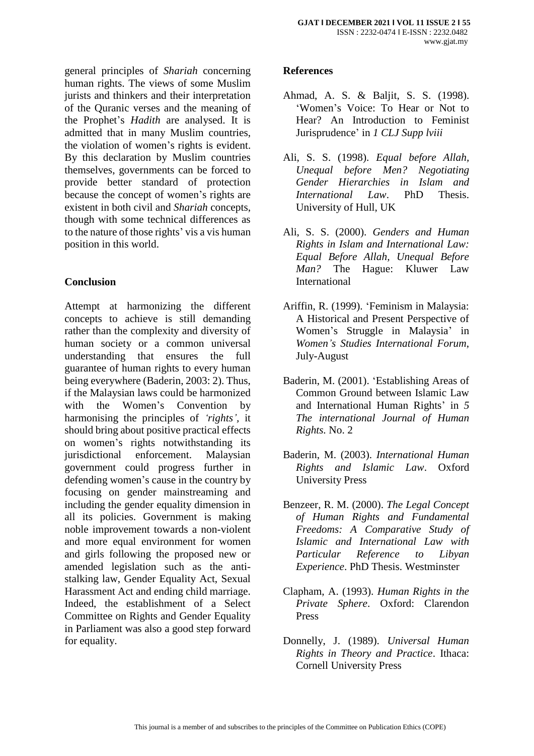general principles of *Shariah* concerning human rights. The views of some Muslim jurists and thinkers and their interpretation of the Quranic verses and the meaning of the Prophet's *Hadith* are analysed. It is admitted that in many Muslim countries, the violation of women's rights is evident. By this declaration by Muslim countries themselves, governments can be forced to provide better standard of protection because the concept of women's rights are existent in both civil and *Shariah* concepts, though with some technical differences as to the nature of those rights' vis a vis human position in this world.

## Conclusion

Attempt at harmonizing the different concepts to achieve is still demanding rather than the complexity and diversity of human society or a common universal understanding that ensures the full guarantee of human rights to every human being everywhere (Baderin, 2003: 2). Thus, if the Malaysian laws could be harmonized with the Women's Convention by harmonising the principles of *'rights'*, it should bring about positive practical effects on women's rights notwithstanding its jurisdictional enforcement. Malaysian government could progress further in defending women's cause in the country by focusing on gender mainstreaming and including the gender equality dimension in all its policies. Government is making noble improvement towards a non-violent and more equal environment for women and girls following the proposed new or amended legislation such as the anti-stalking law, Gender Equality Act, Sexual Harassment Act and ending child marriage. Indeed, the establishment of a Select Committee on Rights and Gender Equality in Parliament was also a good step forward for equality.

## References

Ahmad, A. S. & Baljit, S. S. (1998). 'Women's Voice: To Hear or Not to Hear? An Introduction to Feminist Jurisprudence' in *1 CLJ Supp lviii*

Ali, S. S. (1998). *Equal before Allah, Unequal before Men? Negotiating Gender Hierarchies in Islam and International Law*. PhD Thesis. University of Hull, UK

Ali, S. S. (2000). *Genders and Human Rights in Islam and International Law: Equal Before Allah, Unequal Before Man?* The Hague: Kluwer Law International

Ariffin, R. (1999). 'Feminism in Malaysia: A Historical and Present Perspective of Women's Struggle in Malaysia' in *Women's Studies International Forum*, July-August

Baderin, M. (2001). 'Establishing Areas of Common Ground between Islamic Law and International Human Rights' in *5 The international Journal of Human Rights.* No. 2

Baderin, M. (2003). *International Human Rights and Islamic Law*. Oxford University Press

Benzeer, R. M. (2000). *The Legal Concept of Human Rights and Fundamental Freedoms: A Comparative Study of Islamic and International Law with Particular Reference to Libyan Experience*. PhD Thesis. Westminster

Clapham, A. (1993). *Human Rights in the Private Sphere*. Oxford: Clarendon Press

Donnelly, J. (1989). *Universal Human Rights in Theory and Practice*. Ithaca: Cornell University Press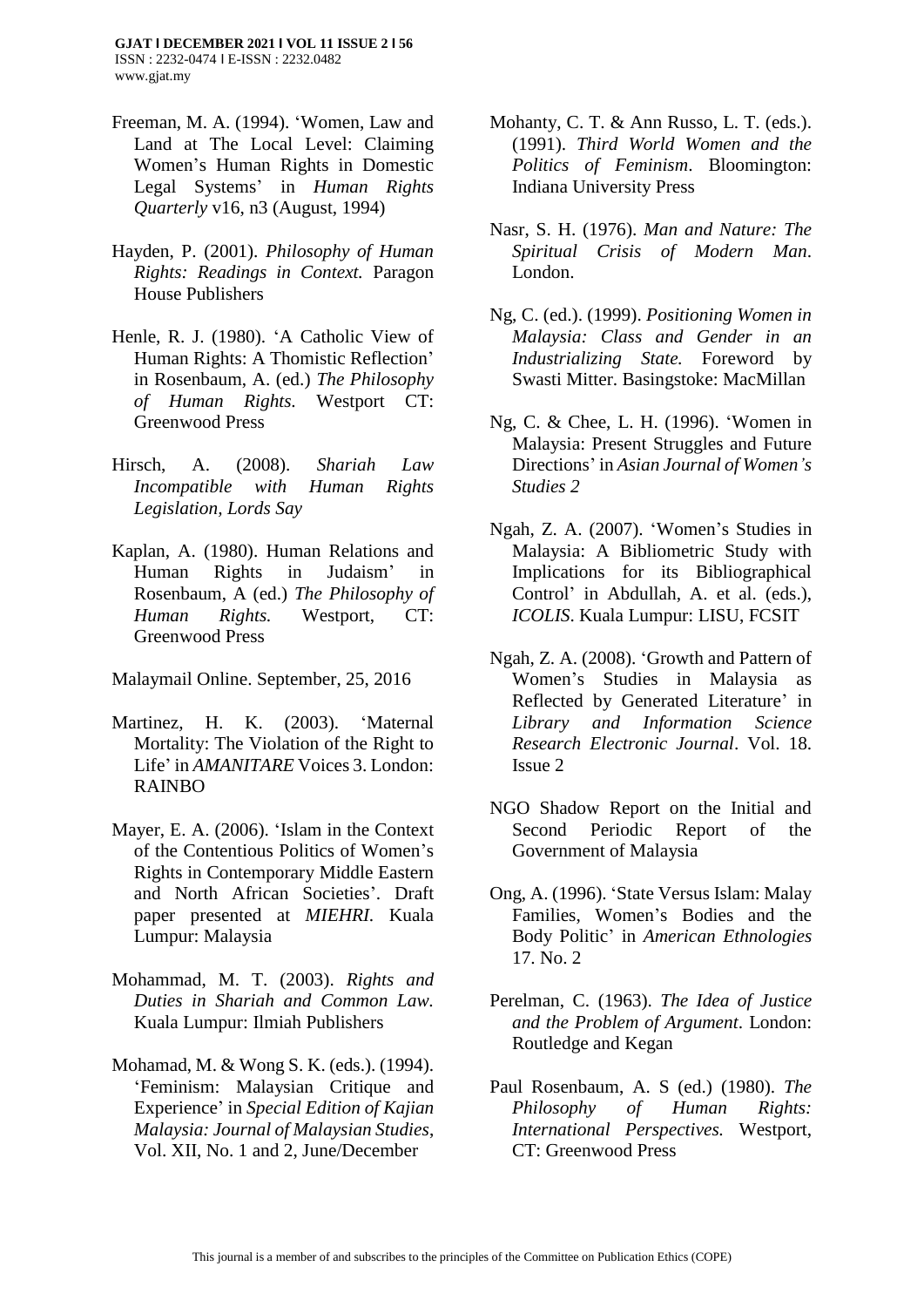Freeman, M. A. (1994). 'Women, Law and Land at The Local Level: Claiming Women's Human Rights in Domestic Legal Systems' in *Human Rights Quarterly* v16, n3 (August, 1994)

Hayden, P. (2001). *Philosophy of Human Rights: Readings in Context.* Paragon House Publishers

Henle, R. J. (1980). 'A Catholic View of Human Rights: A Thomistic Reflection' in Rosenbaum, A. (ed.) *The Philosophy of Human Rights.* Westport CT: Greenwood Press

Hirsch, A. (2008). *Shariah Law Incompatible with Human Rights Legislation, Lords Say*

Kaplan, A. (1980). Human Relations and Human Rights in Judaism' in Rosenbaum, A (ed.) *The Philosophy of Human Rights.* Westport, CT: Greenwood Press

Malaymail Online. September, 25, 2016

Martinez, H. K. (2003). 'Maternal Mortality: The Violation of the Right to Life' in *AMANITARE* Voices 3. London: RAINBO

Mayer, E. A. (2006). 'Islam in the Context of the Contentious Politics of Women's Rights in Contemporary Middle Eastern and North African Societies'. Draft paper presented at *MIEHRI.* Kuala Lumpur: Malaysia

Mohammad, M. T. (2003). *Rights and Duties in Shariah and Common Law.* Kuala Lumpur: Ilmiah Publishers

Mohamad, M. & Wong S. K. (eds.). (1994). 'Feminism: Malaysian Critique and Experience' in *Special Edition of Kajian Malaysia: Journal of Malaysian Studies*, Vol. XII, No. 1 and 2, June/December

Mohanty, C. T. & Ann Russo, L. T. (eds.). (1991). *Third World Women and the Politics of Feminism*. Bloomington: Indiana University Press

Nasr, S. H. (1976). *Man and Nature: The Spiritual Crisis of Modern Man*. London.

Ng, C. (ed.). (1999). *Positioning Women in Malaysia: Class and Gender in an Industrializing State.* Foreword by Swasti Mitter. Basingstoke: MacMillan

Ng, C. & Chee, L. H. (1996). 'Women in Malaysia: Present Struggles and Future Directions' in *Asian Journal of Women's Studies 2*

Ngah, Z. A. (2007). 'Women's Studies in Malaysia: A Bibliometric Study with Implications for its Bibliographical Control' in Abdullah, A. et al. (eds.), *ICOLIS*. Kuala Lumpur: LISU, FCSIT

Ngah, Z. A. (2008). 'Growth and Pattern of Women's Studies in Malaysia as Reflected by Generated Literature' in *Library and Information Science Research Electronic Journal*. Vol. 18. Issue 2

NGO Shadow Report on the Initial and Second Periodic Report of the Government of Malaysia

Ong, A. (1996). 'State Versus Islam: Malay Families, Women's Bodies and the Body Politic' in *American Ethnologies* 17. No. 2

Perelman, C. (1963). *The Idea of Justice and the Problem of Argument*. London: Routledge and Kegan

Paul Rosenbaum, A. S (ed.) (1980). *The Philosophy of Human Rights: International Perspectives.* Westport, CT: Greenwood Press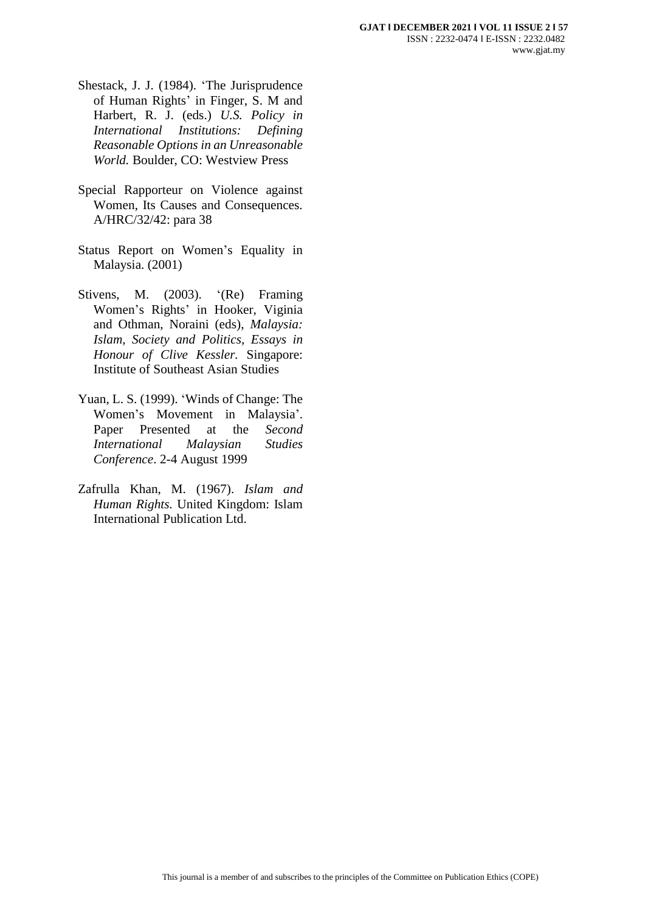Shestack, J. J. (1984). 'The Jurisprudence of Human Rights' in Finger, S. M and Harbert, R. J. (eds.) *U.S. Policy in International Institutions: Defining Reasonable Options in an Unreasonable World.* Boulder, CO: Westview Press

Special Rapporteur on Violence against Women, Its Causes and Consequences. A/HRC/32/42: para 38

Status Report on Women's Equality in Malaysia. (2001)

Stivens, M. (2003). '(Re) Framing Women's Rights' in Hooker, Viginia and Othman, Noraini (eds), *Malaysia: Islam, Society and Politics, Essays in Honour of Clive Kessler.* Singapore: Institute of Southeast Asian Studies

Yuan, L. S. (1999). 'Winds of Change: The Women's Movement in Malaysia'. Paper Presented at the *Second International Malaysian Studies Conference*. 2-4 August 1999

Zafrulla Khan, M. (1967). *Islam and Human Rights.* United Kingdom: Islam International Publication Ltd.